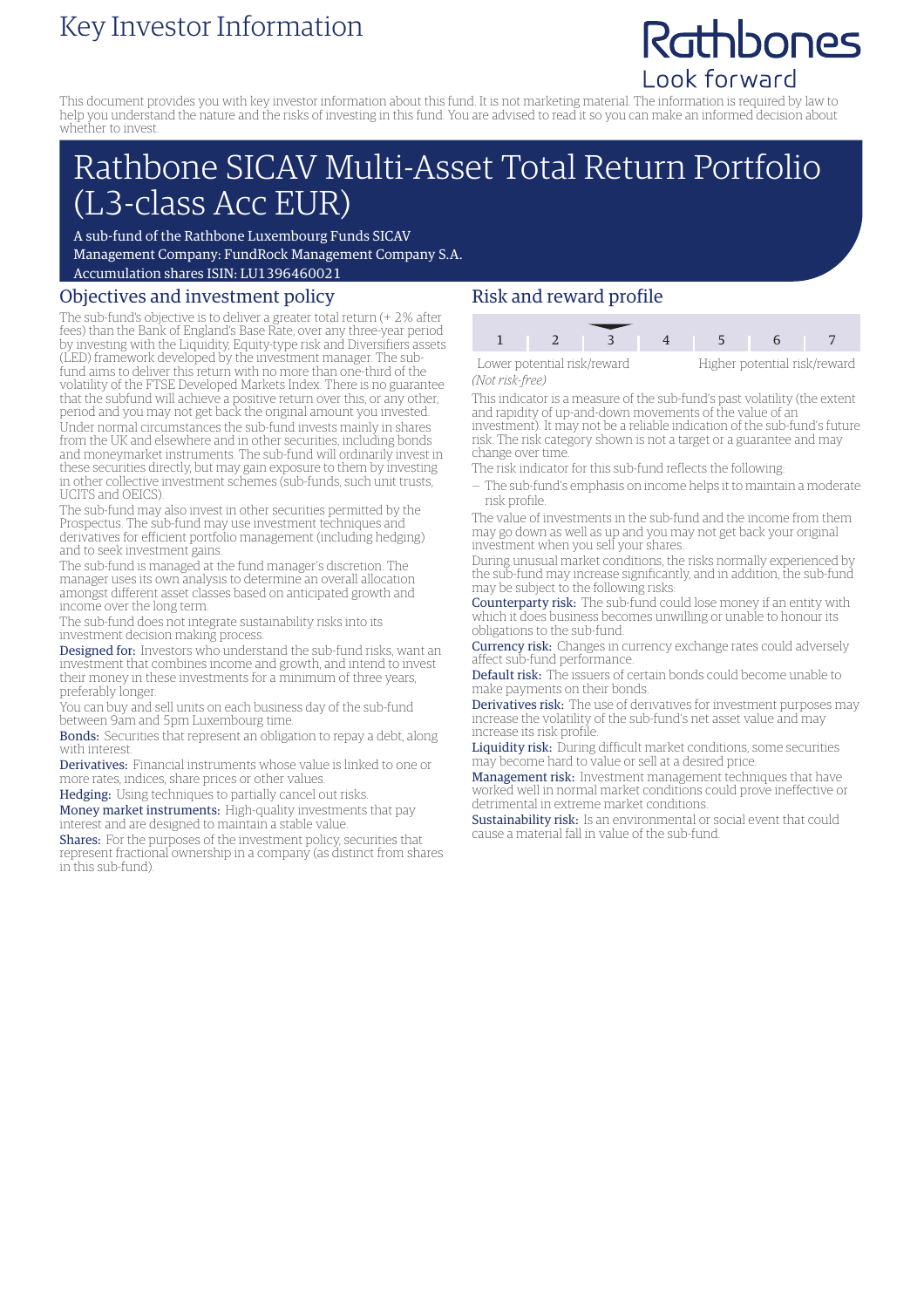# Key Investor Information

Rathbones
Look forward

This document provides you with key investor information about this fund. It is not marketing material. The information is required by law to help you understand the nature and the risks of investing in this fund. You are advised to read it so you can make an informed decision about whether to invest.

# Rathbone SICAV Multi-Asset Total Return Portfolio (L3-class Acc EUR)

A sub-fund of the Rathbone Luxembourg Funds SICAV
Management Company: FundRock Management Company S.A.
Accumulation shares ISIN: LU1396460021

## Objectives and investment policy

The sub-fund's objective is to deliver a greater total return (+ 2% after fees) than the Bank of England's Base Rate, over any three-year period by investing with the Liquidity, Equity-type risk and Diversifiers assets (LED) framework developed by the investment manager. The sub-fund aims to deliver this return with no more than one-third of the volatility of the FTSE Developed Markets Index. There is no guarantee that the subfund will achieve a positive return over this, or any other, period and you may not get back the original amount you invested.

Under normal circumstances the sub-fund invests mainly in shares from the UK and elsewhere and in other securities, including bonds and moneymarket instruments. The sub-fund will ordinarily invest in these securities directly, but may gain exposure to them by investing in other collective investment schemes (sub-funds, such unit trusts, UCITS and OEICS).

The sub-fund may also invest in other securities permitted by the Prospectus. The sub-fund may use investment techniques and derivatives for efficient portfolio management (including hedging) and to seek investment gains.

The sub-fund is managed at the fund manager's discretion. The manager uses its own analysis to determine an overall allocation amongst different asset classes based on anticipated growth and income over the long term.

The sub-fund does not integrate sustainability risks into its investment decision making process.

**Designed for:** Investors who understand the sub-fund risks, want an investment that combines income and growth, and intend to invest their money in these investments for a minimum of three years, preferably longer.

You can buy and sell units on each business day of the sub-fund between 9am and 5pm Luxembourg time.

**Bonds:** Securities that represent an obligation to repay a debt, along with interest.

**Derivatives:** Financial instruments whose value is linked to one or more rates, indices, share prices or other values.

**Hedging:** Using techniques to partially cancel out risks.

**Money market instruments:** High-quality investments that pay interest and are designed to maintain a stable value.

**Shares:** For the purposes of the investment policy, securities that represent fractional ownership in a company (as distinct from shares in this sub-fund).

## Risk and reward profile

| 1 | 2 | **3** | 4 | 5 | 6 | 7 |
|---|---|---|---|---|---|---|

Lower potential risk/reward — Higher potential risk/reward
*(Not risk-free)*

This indicator is a measure of the sub-fund's past volatility (the extent and rapidity of up-and-down movements of the value of an investment). It may not be a reliable indication of the sub-fund's future risk. The risk category shown is not a target or a guarantee and may change over time.

The risk indicator for this sub-fund reflects the following:

- The sub-fund's emphasis on income helps it to maintain a moderate risk profile.

The value of investments in the sub-fund and the income from them may go down as well as up and you may not get back your original investment when you sell your shares.

During unusual market conditions, the risks normally experienced by the sub-fund may increase significantly, and in addition, the sub-fund may be subject to the following risks:

**Counterparty risk:** The sub-fund could lose money if an entity with which it does business becomes unwilling or unable to honour its obligations to the sub-fund.

**Currency risk:** Changes in currency exchange rates could adversely affect sub-fund performance.

**Default risk:** The issuers of certain bonds could become unable to make payments on their bonds.

**Derivatives risk:** The use of derivatives for investment purposes may increase the volatility of the sub-fund's net asset value and may increase its risk profile.

**Liquidity risk:** During difficult market conditions, some securities may become hard to value or sell at a desired price.

**Management risk:** Investment management techniques that have worked well in normal market conditions could prove ineffective or detrimental in extreme market conditions.

**Sustainability risk:** Is an environmental or social event that could cause a material fall in value of the sub-fund.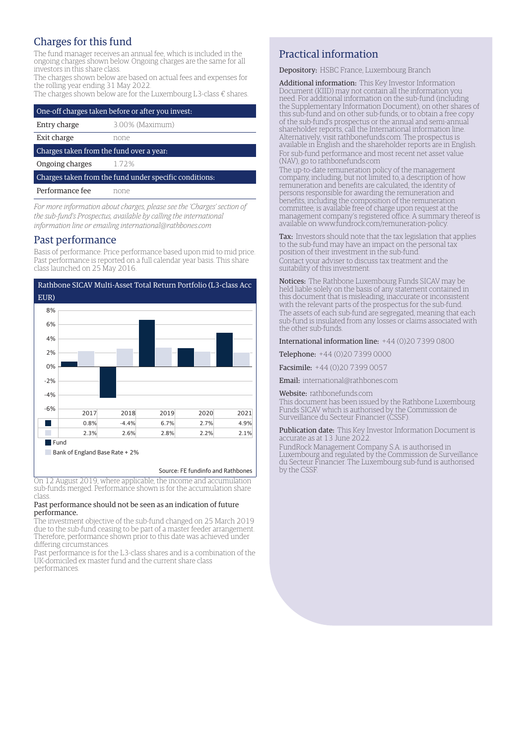## Charges for this fund

The fund manager receives an annual fee, which is included in the ongoing charges shown below. Ongoing charges are the same for all investors in this share class.
The charges shown below are based on actual fees and expenses for the rolling year ending 31 May 2022.
The charges shown below are for the Luxembourg L3-class € shares.

| One-off charges taken before or after you invest: | |
|---|---|
| Entry charge | 3.00% (Maximum) |
| Exit charge | none |
| **Charges taken from the fund over a year:** | |
| Ongoing charges | 1.72% |
| **Charges taken from the fund under specific conditions:** | |
| Performance fee | none |

*For more information about charges, please see the 'Charges' section of the sub-fund's Prospectus, available by calling the international information line or emailing international@rathbones.com*

## Past performance

Basis of performance: Price performance based upon mid to mid price. Past performance is reported on a full calendar year basis. This share class launched on 25 May 2016.

Rathbone SICAV Multi-Asset Total Return Portfolio (L3-class Acc EUR)

8%
6%
4%
2%
0%
-2%
-4%
-6%

2017 2018 2019 2020 2021
Fund: 0.8% -4.4% 6.7% 2.7% 4.9%
Bank of England Base Rate + 2%: 2.3% 2.6% 2.8% 2.2% 2.1%

Fund
Bank of England Base Rate + 2%

Source: FE fundinfo and Rathbones

On 12 August 2019, where applicable, the income and accumulation sub-funds merged. Performance shown is for the accumulation share class.

**Past performance should not be seen as an indication of future performance.**

The investment objective of the sub-fund changed on 25 March 2019 due to the sub-fund ceasing to be part of a master feeder arrangement. Therefore, performance shown prior to this date was achieved under differing circumstances.
Past performance is for the L3-class shares and is a combination of the UK-domiciled ex master fund and the current share class performances.

## Practical information

**Depository:** HSBC France, Luxembourg Branch

**Additional information:** This Key Investor Information Document (KIID) may not contain all the information you need. For additional information on the sub-fund (including the Supplementary Information Document), on other shares of this sub-fund and on other sub-funds, or to obtain a free copy of the sub-fund's prospectus or the annual and semi-annual shareholder reports, call the International information line. Alternatively, visit rathbonefunds.com. The prospectus is available in English and the shareholder reports are in English.
For sub-fund performance and most recent net asset value (NAV), go to rathbonefunds.com
The up-to-date remuneration policy of the management company, including, but not limited to, a description of how remuneration and benefits are calculated, the identity of persons responsible for awarding the remuneration and benefits, including the composition of the remuneration committee, is available free of charge upon request at the management company's registered office. A summary thereof is available on www.fundrock.com/remuneration-policy.

**Tax:** Investors should note that the tax legislation that applies to the sub-fund may have an impact on the personal tax position of their investment in the sub-fund.
Contact your adviser to discuss tax treatment and the suitability of this investment.

**Notices:** The Rathbone Luxembourg Funds SICAV may be held liable solely on the basis of any statement contained in this document that is misleading, inaccurate or inconsistent with the relevant parts of the prospectus for the sub-fund.
The assets of each sub-fund are segregated, meaning that each sub-fund is insulated from any losses or claims associated with the other sub-funds.

**International information line:** +44 (0)20 7399 0800

**Telephone:** +44 (0)20 7399 0000

**Facsimile:** +44 (0)20 7399 0057

**Email:** international@rathbones.com

**Website:** rathbonefunds.com
This document has been issued by the Rathbone Luxembourg Funds SICAV which is authorised by the Commission de Surveillance du Secteur Financier (CSSF).

**Publication date:** This Key Investor Information Document is accurate as at 13 June 2022.
FundRock Management Company S.A. is authorised in Luxembourg and regulated by the Commission de Surveillance du Secteur Financier. The Luxembourg sub-fund is authorised by the CSSF.